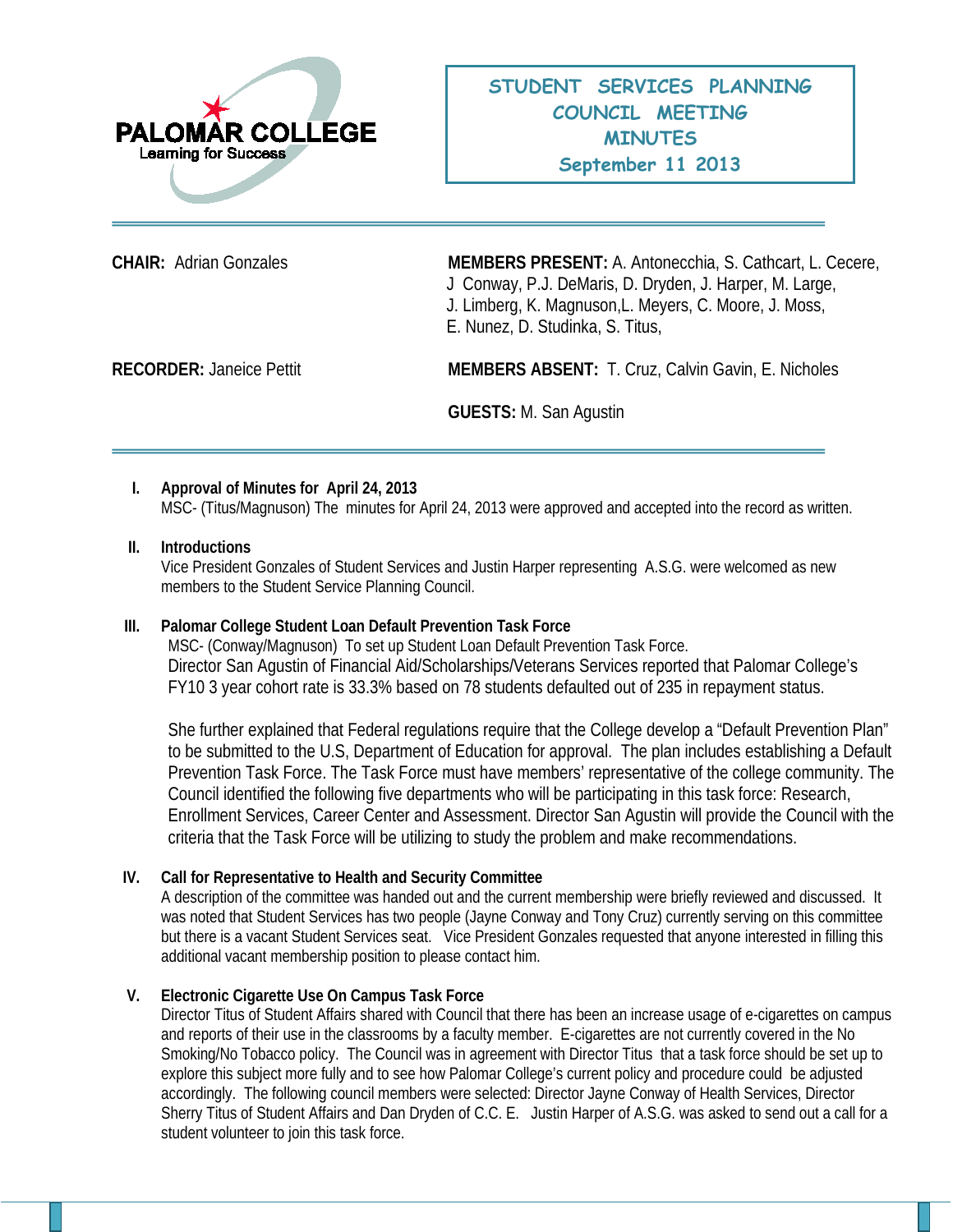PALOMAR COLLEGE
Learning for Success

# STUDENT SERVICES PLANNING COUNCIL MEETING MINUTES
## September 11 2013

**CHAIR:** Adrian Gonzales

**MEMBERS PRESENT:** A. Antonecchia, S. Cathcart, L. Cecere, J Conway, P.J. DeMaris, D. Dryden, J. Harper, M. Large, J. Limberg, K. Magnuson,L. Meyers, C. Moore, J. Moss, E. Nunez, D. Studinka, S. Titus,

**RECORDER:** Janeice Pettit

**MEMBERS ABSENT:** T. Cruz, Calvin Gavin, E. Nicholes

**GUESTS:** M. San Agustin

---

**I. Approval of Minutes for April 24, 2013**

MSC- (Titus/Magnuson) The minutes for April 24, 2013 were approved and accepted into the record as written.

**II. Introductions**

Vice President Gonzales of Student Services and Justin Harper representing A.S.G. were welcomed as new members to the Student Service Planning Council.

**III. Palomar College Student Loan Default Prevention Task Force**

MSC- (Conway/Magnuson) To set up Student Loan Default Prevention Task Force.
Director San Agustin of Financial Aid/Scholarships/Veterans Services reported that Palomar College's FY10 3 year cohort rate is 33.3% based on 78 students defaulted out of 235 in repayment status.

She further explained that Federal regulations require that the College develop a "Default Prevention Plan" to be submitted to the U.S, Department of Education for approval. The plan includes establishing a Default Prevention Task Force. The Task Force must have members' representative of the college community. The Council identified the following five departments who will be participating in this task force: Research, Enrollment Services, Career Center and Assessment. Director San Agustin will provide the Council with the criteria that the Task Force will be utilizing to study the problem and make recommendations.

**IV. Call for Representative to Health and Security Committee**

A description of the committee was handed out and the current membership were briefly reviewed and discussed. It was noted that Student Services has two people (Jayne Conway and Tony Cruz) currently serving on this committee but there is a vacant Student Services seat. Vice President Gonzales requested that anyone interested in filling this additional vacant membership position to please contact him.

**V. Electronic Cigarette Use On Campus Task Force**

Director Titus of Student Affairs shared with Council that there has been an increase usage of e-cigarettes on campus and reports of their use in the classrooms by a faculty member. E-cigarettes are not currently covered in the No Smoking/No Tobacco policy. The Council was in agreement with Director Titus that a task force should be set up to explore this subject more fully and to see how Palomar College's current policy and procedure could be adjusted accordingly. The following council members were selected: Director Jayne Conway of Health Services, Director Sherry Titus of Student Affairs and Dan Dryden of C.C. E. Justin Harper of A.S.G. was asked to send out a call for a student volunteer to join this task force.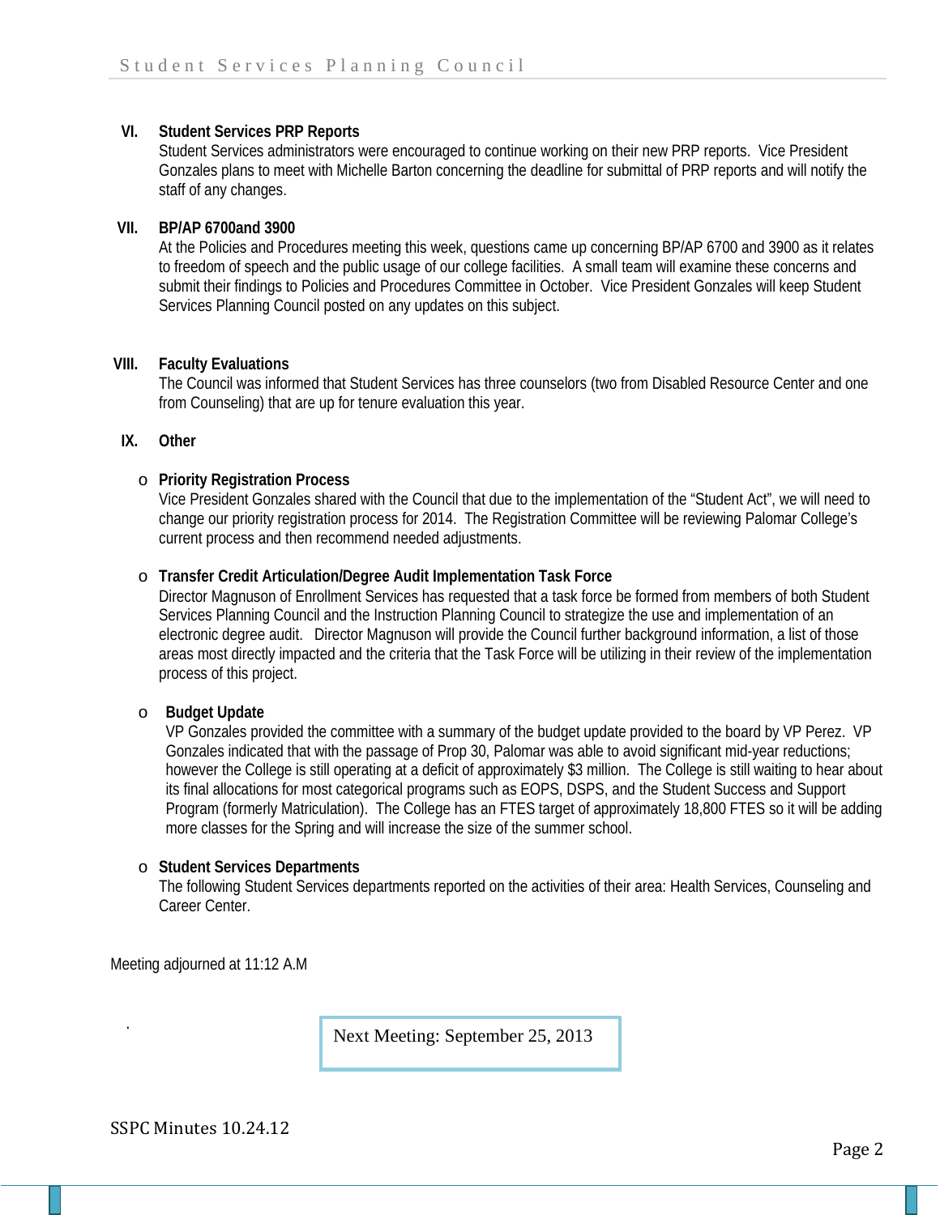## VI. Student Services PRP Reports

Student Services administrators were encouraged to continue working on their new PRP reports. Vice President Gonzales plans to meet with Michelle Barton concerning the deadline for submittal of PRP reports and will notify the staff of any changes.

## VII. BP/AP 6700and 3900

At the Policies and Procedures meeting this week, questions came up concerning BP/AP 6700 and 3900 as it relates to freedom of speech and the public usage of our college facilities. A small team will examine these concerns and submit their findings to Policies and Procedures Committee in October. Vice President Gonzales will keep Student Services Planning Council posted on any updates on this subject.

## VIII. Faculty Evaluations

The Council was informed that Student Services has three counselors (two from Disabled Resource Center and one from Counseling) that are up for tenure evaluation this year.

## IX. Other

- **Priority Registration Process**

  Vice President Gonzales shared with the Council that due to the implementation of the "Student Act", we will need to change our priority registration process for 2014. The Registration Committee will be reviewing Palomar College's current process and then recommend needed adjustments.

- **Transfer Credit Articulation/Degree Audit Implementation Task Force**

  Director Magnuson of Enrollment Services has requested that a task force be formed from members of both Student Services Planning Council and the Instruction Planning Council to strategize the use and implementation of an electronic degree audit. Director Magnuson will provide the Council further background information, a list of those areas most directly impacted and the criteria that the Task Force will be utilizing in their review of the implementation process of this project.

- **Budget Update**

  VP Gonzales provided the committee with a summary of the budget update provided to the board by VP Perez. VP Gonzales indicated that with the passage of Prop 30, Palomar was able to avoid significant mid-year reductions; however the College is still operating at a deficit of approximately $3 million. The College is still waiting to hear about its final allocations for most categorical programs such as EOPS, DSPS, and the Student Success and Support Program (formerly Matriculation). The College has an FTES target of approximately 18,800 FTES so it will be adding more classes for the Spring and will increase the size of the summer school.

- **Student Services Departments**

  The following Student Services departments reported on the activities of their area: Health Services, Counseling and Career Center.

Meeting adjourned at 11:12 A.M

Next Meeting: September 25, 2013

SSPC Minutes 10.24.12